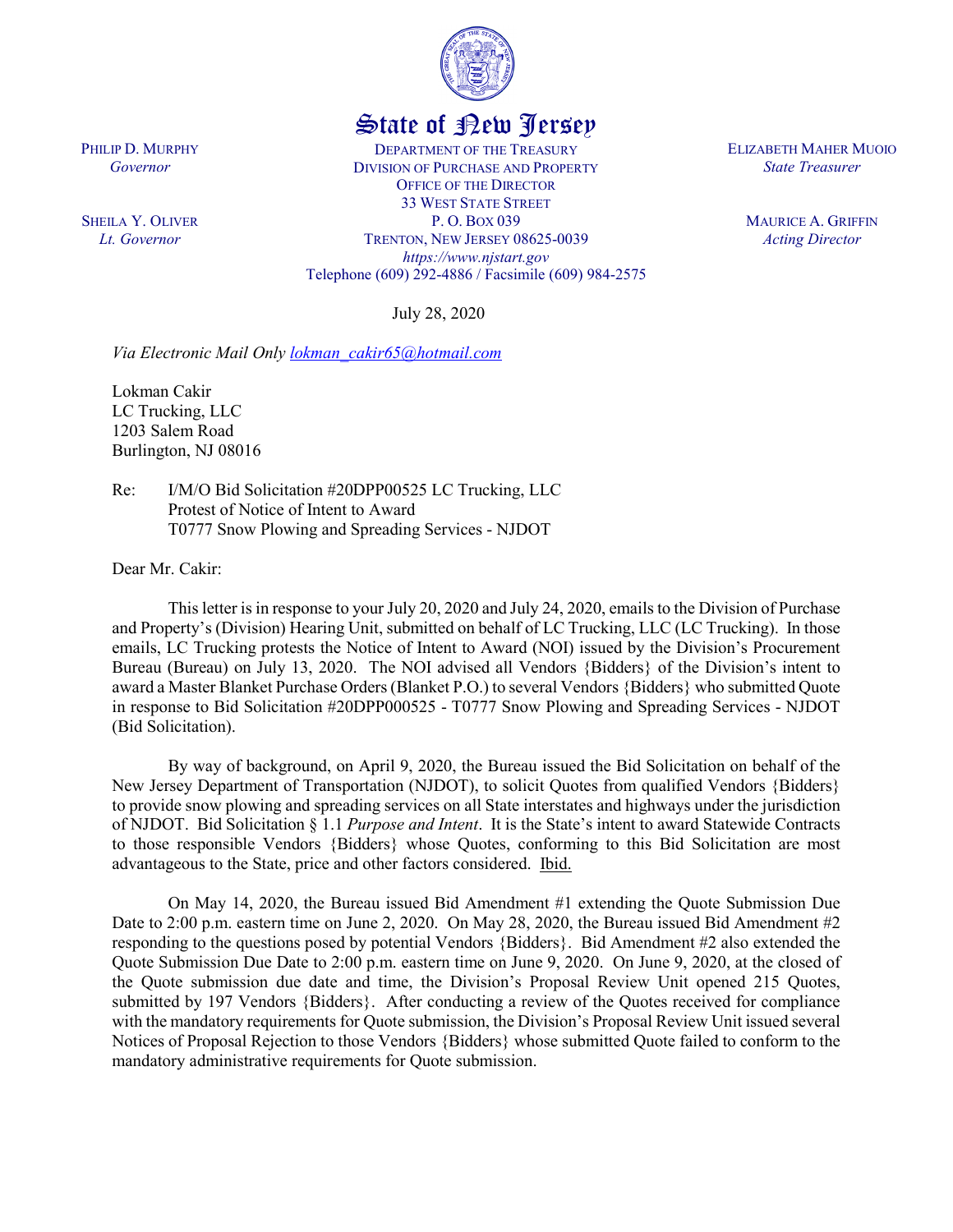# State of New Jersey

PHILIP D. MURPHY
*Governor*

SHEILA Y. OLIVER
*Lt. Governor*

DEPARTMENT OF THE TREASURY
DIVISION OF PURCHASE AND PROPERTY
OFFICE OF THE DIRECTOR
33 WEST STATE STREET
P. O. BOX 039
TRENTON, NEW JERSEY 08625-0039
*https://www.njstart.gov*
Telephone (609) 292-4886 / Facsimile (609) 984-2575

ELIZABETH MAHER MUOIO
*State Treasurer*

MAURICE A. GRIFFIN
*Acting Director*

July 28, 2020

*Via Electronic Mail Only lokman_cakir65@hotmail.com*

Lokman Cakir
LC Trucking, LLC
1203 Salem Road
Burlington, NJ 08016

Re: I/M/O Bid Solicitation #20DPP00525 LC Trucking, LLC
Protest of Notice of Intent to Award
T0777 Snow Plowing and Spreading Services - NJDOT

Dear Mr. Cakir:

This letter is in response to your July 20, 2020 and July 24, 2020, emails to the Division of Purchase and Property's (Division) Hearing Unit, submitted on behalf of LC Trucking, LLC (LC Trucking). In those emails, LC Trucking protests the Notice of Intent to Award (NOI) issued by the Division's Procurement Bureau (Bureau) on July 13, 2020. The NOI advised all Vendors {Bidders} of the Division's intent to award a Master Blanket Purchase Orders (Blanket P.O.) to several Vendors {Bidders} who submitted Quote in response to Bid Solicitation #20DPP000525 - T0777 Snow Plowing and Spreading Services - NJDOT (Bid Solicitation).

By way of background, on April 9, 2020, the Bureau issued the Bid Solicitation on behalf of the New Jersey Department of Transportation (NJDOT), to solicit Quotes from qualified Vendors {Bidders} to provide snow plowing and spreading services on all State interstates and highways under the jurisdiction of NJDOT. Bid Solicitation § 1.1 *Purpose and Intent*. It is the State's intent to award Statewide Contracts to those responsible Vendors {Bidders} whose Quotes, conforming to this Bid Solicitation are most advantageous to the State, price and other factors considered. Ibid.

On May 14, 2020, the Bureau issued Bid Amendment #1 extending the Quote Submission Due Date to 2:00 p.m. eastern time on June 2, 2020. On May 28, 2020, the Bureau issued Bid Amendment #2 responding to the questions posed by potential Vendors {Bidders}. Bid Amendment #2 also extended the Quote Submission Due Date to 2:00 p.m. eastern time on June 9, 2020. On June 9, 2020, at the closed of the Quote submission due date and time, the Division's Proposal Review Unit opened 215 Quotes, submitted by 197 Vendors {Bidders}. After conducting a review of the Quotes received for compliance with the mandatory requirements for Quote submission, the Division's Proposal Review Unit issued several Notices of Proposal Rejection to those Vendors {Bidders} whose submitted Quote failed to conform to the mandatory administrative requirements for Quote submission.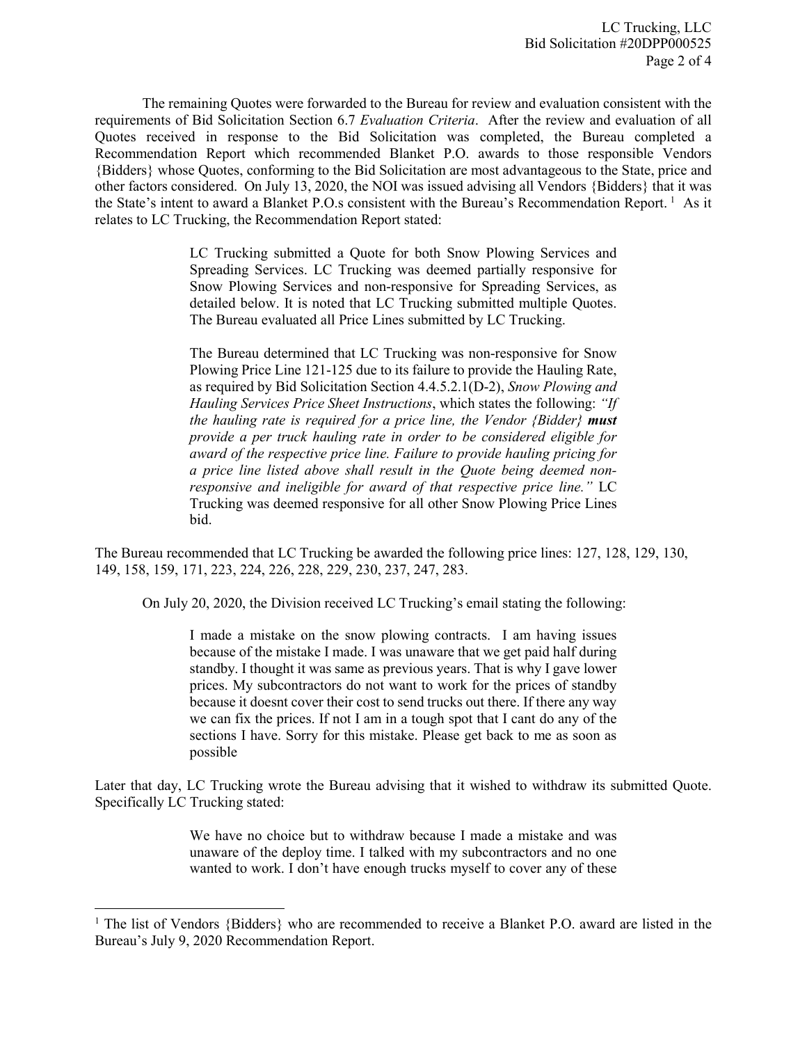The remaining Quotes were forwarded to the Bureau for review and evaluation consistent with the requirements of Bid Solicitation Section 6.7 *Evaluation Criteria*. After the review and evaluation of all Quotes received in response to the Bid Solicitation was completed, the Bureau completed a Recommendation Report which recommended Blanket P.O. awards to those responsible Vendors {Bidders} whose Quotes, conforming to the Bid Solicitation are most advantageous to the State, price and other factors considered. On July 13, 2020, the NOI was issued advising all Vendors {Bidders} that it was the State's intent to award a Blanket P.O.s consistent with the Bureau's Recommendation Report. [1] As it relates to LC Trucking, the Recommendation Report stated:

> LC Trucking submitted a Quote for both Snow Plowing Services and Spreading Services. LC Trucking was deemed partially responsive for Snow Plowing Services and non-responsive for Spreading Services, as detailed below. It is noted that LC Trucking submitted multiple Quotes. The Bureau evaluated all Price Lines submitted by LC Trucking.
>
> The Bureau determined that LC Trucking was non-responsive for Snow Plowing Price Line 121-125 due to its failure to provide the Hauling Rate, as required by Bid Solicitation Section 4.4.5.2.1(D-2), *Snow Plowing and Hauling Services Price Sheet Instructions*, which states the following: *"If the hauling rate is required for a price line, the Vendor {Bidder}* ***must*** *provide a per truck hauling rate in order to be considered eligible for award of the respective price line. Failure to provide hauling pricing for a price line listed above shall result in the Quote being deemed non-responsive and ineligible for award of that respective price line."* LC Trucking was deemed responsive for all other Snow Plowing Price Lines bid.

The Bureau recommended that LC Trucking be awarded the following price lines: 127, 128, 129, 130, 149, 158, 159, 171, 223, 224, 226, 228, 229, 230, 237, 247, 283.

On July 20, 2020, the Division received LC Trucking's email stating the following:

> I made a mistake on the snow plowing contracts. I am having issues because of the mistake I made. I was unaware that we get paid half during standby. I thought it was same as previous years. That is why I gave lower prices. My subcontractors do not want to work for the prices of standby because it doesnt cover their cost to send trucks out there. If there any way we can fix the prices. If not I am in a tough spot that I cant do any of the sections I have. Sorry for this mistake. Please get back to me as soon as possible

Later that day, LC Trucking wrote the Bureau advising that it wished to withdraw its submitted Quote. Specifically LC Trucking stated:

> We have no choice but to withdraw because I made a mistake and was unaware of the deploy time. I talked with my subcontractors and no one wanted to work. I don't have enough trucks myself to cover any of these

[1] The list of Vendors {Bidders} who are recommended to receive a Blanket P.O. award are listed in the Bureau's July 9, 2020 Recommendation Report.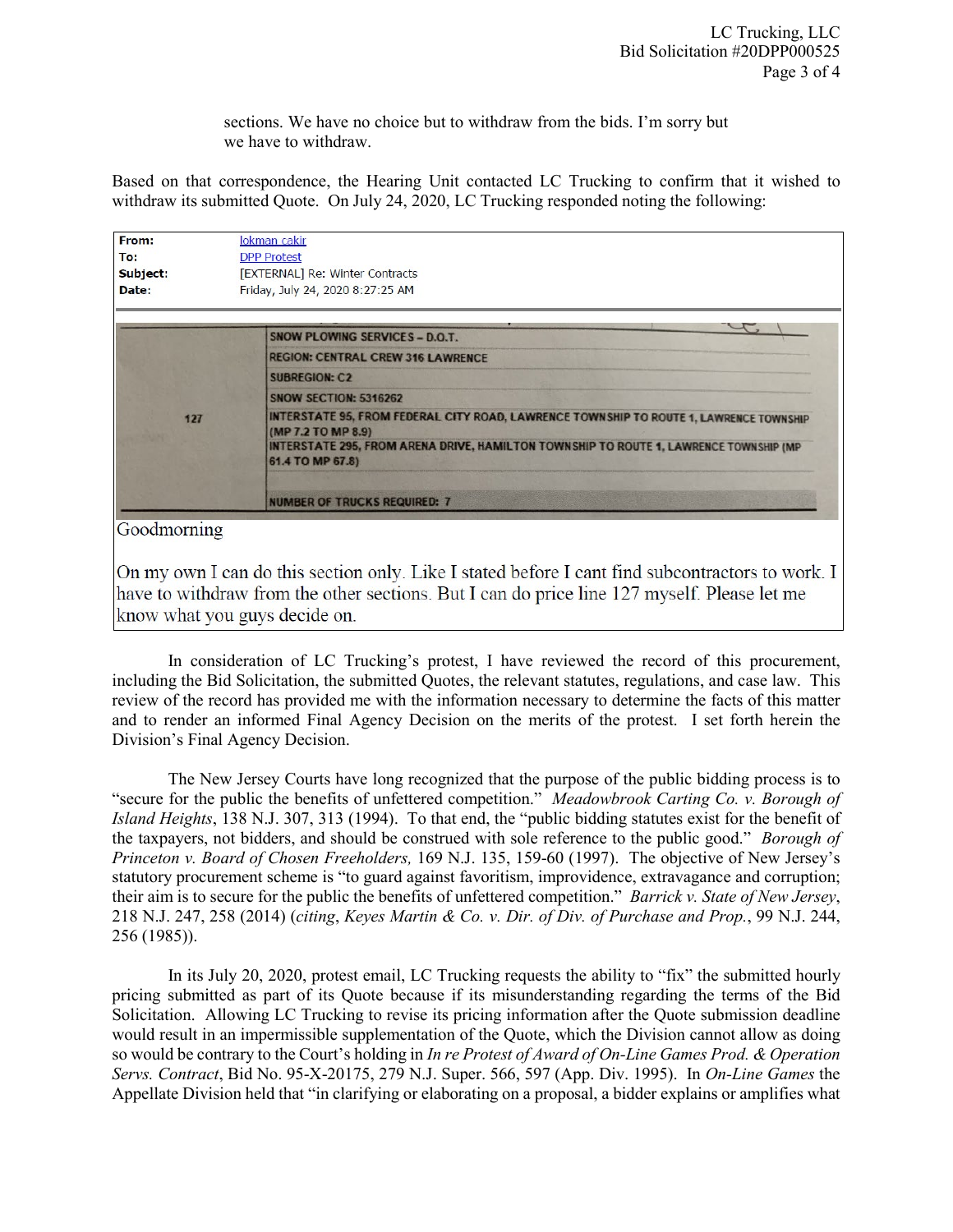> sections. We have no choice but to withdraw from the bids. I'm sorry but we have to withdraw.

Based on that correspondence, the Hearing Unit contacted LC Trucking to confirm that it wished to withdraw its submitted Quote. On July 24, 2020, LC Trucking responded noting the following:

> **From:** lokman cakir
> **To:** DPP Protest
> **Subject:** [EXTERNAL] Re: Winter Contracts
> **Date:** Friday, July 24, 2020 8:27:25 AM
>
> | | |
> |---|---|
> | 127 | SNOW PLOWING SERVICES – D.O.T.<br>REGION: CENTRAL CREW 316 LAWRENCE<br>SUBREGION: C2<br>SNOW SECTION: 5316262<br>INTERSTATE 95, FROM FEDERAL CITY ROAD, LAWRENCE TOWNSHIP TO ROUTE 1, LAWRENCE TOWNSHIP (MP 7.2 TO MP 8.9)<br>INTERSTATE 295, FROM ARENA DRIVE, HAMILTON TOWNSHIP TO ROUTE 1, LAWRENCE TOWNSHIP (MP 61.4 TO MP 67.8)<br>NUMBER OF TRUCKS REQUIRED: 7 |
>
> Goodmorning
>
> On my own I can do this section only. Like I stated before I cant find subcontractors to work. I have to withdraw from the other sections. But I can do price line 127 myself. Please let me know what you guys decide on.

In consideration of LC Trucking's protest, I have reviewed the record of this procurement, including the Bid Solicitation, the submitted Quotes, the relevant statutes, regulations, and case law. This review of the record has provided me with the information necessary to determine the facts of this matter and to render an informed Final Agency Decision on the merits of the protest. I set forth herein the Division's Final Agency Decision.

The New Jersey Courts have long recognized that the purpose of the public bidding process is to "secure for the public the benefits of unfettered competition." *Meadowbrook Carting Co. v. Borough of Island Heights*, 138 N.J. 307, 313 (1994). To that end, the "public bidding statutes exist for the benefit of the taxpayers, not bidders, and should be construed with sole reference to the public good." *Borough of Princeton v. Board of Chosen Freeholders,* 169 N.J. 135, 159-60 (1997). The objective of New Jersey's statutory procurement scheme is "to guard against favoritism, improvidence, extravagance and corruption; their aim is to secure for the public the benefits of unfettered competition." *Barrick v. State of New Jersey*, 218 N.J. 247, 258 (2014) (*citing*, *Keyes Martin & Co. v. Dir. of Div. of Purchase and Prop.*, 99 N.J. 244, 256 (1985)).

In its July 20, 2020, protest email, LC Trucking requests the ability to "fix" the submitted hourly pricing submitted as part of its Quote because if its misunderstanding regarding the terms of the Bid Solicitation. Allowing LC Trucking to revise its pricing information after the Quote submission deadline would result in an impermissible supplementation of the Quote, which the Division cannot allow as doing so would be contrary to the Court's holding in *In re Protest of Award of On-Line Games Prod. & Operation Servs. Contract*, Bid No. 95-X-20175, 279 N.J. Super. 566, 597 (App. Div. 1995). In *On-Line Games* the Appellate Division held that "in clarifying or elaborating on a proposal, a bidder explains or amplifies what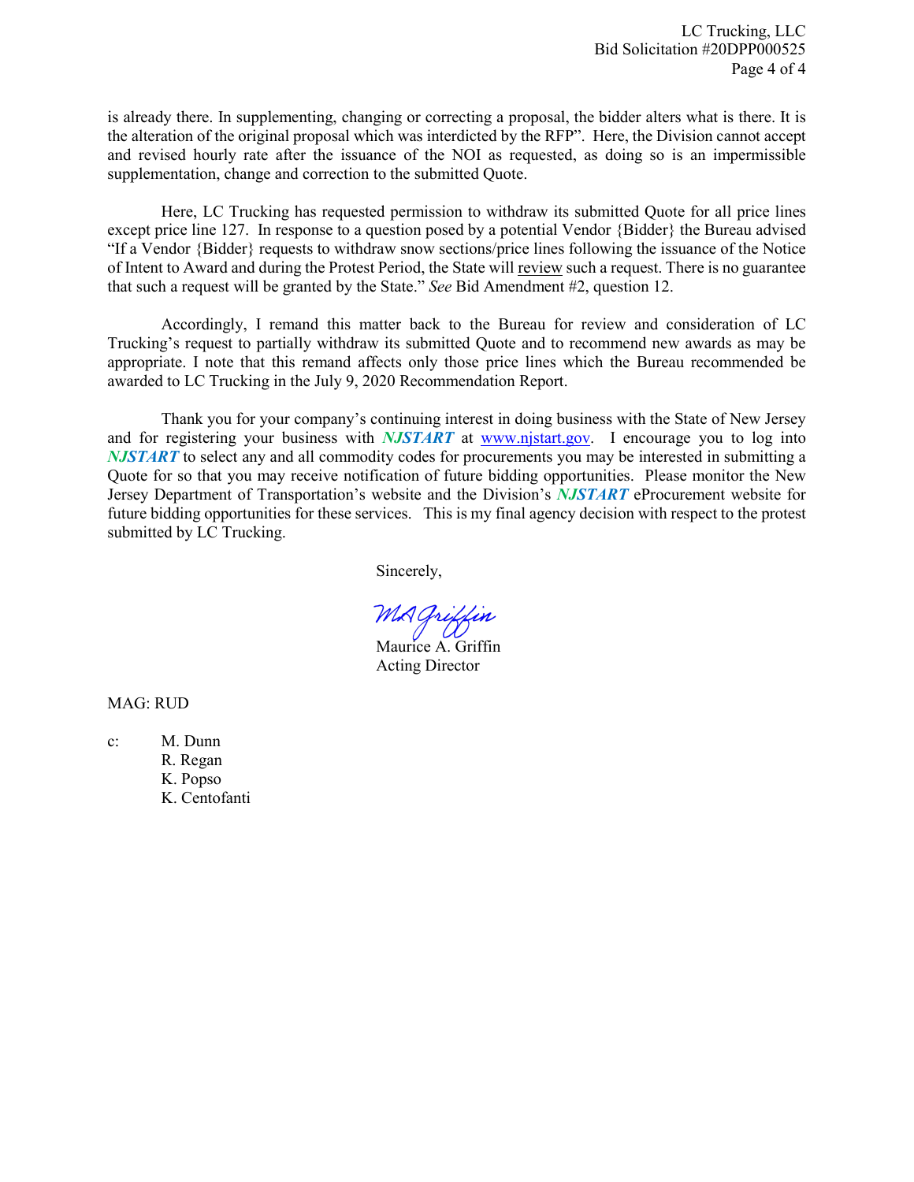is already there. In supplementing, changing or correcting a proposal, the bidder alters what is there. It is the alteration of the original proposal which was interdicted by the RFP". Here, the Division cannot accept and revised hourly rate after the issuance of the NOI as requested, as doing so is an impermissible supplementation, change and correction to the submitted Quote.

Here, LC Trucking has requested permission to withdraw its submitted Quote for all price lines except price line 127. In response to a question posed by a potential Vendor {Bidder} the Bureau advised "If a Vendor {Bidder} requests to withdraw snow sections/price lines following the issuance of the Notice of Intent to Award and during the Protest Period, the State will review such a request. There is no guarantee that such a request will be granted by the State." *See* Bid Amendment #2, question 12.

Accordingly, I remand this matter back to the Bureau for review and consideration of LC Trucking's request to partially withdraw its submitted Quote and to recommend new awards as may be appropriate. I note that this remand affects only those price lines which the Bureau recommended be awarded to LC Trucking in the July 9, 2020 Recommendation Report.

Thank you for your company's continuing interest in doing business with the State of New Jersey and for registering your business with ***NJSTART*** at www.njstart.gov. I encourage you to log into ***NJSTART*** to select any and all commodity codes for procurements you may be interested in submitting a Quote for so that you may receive notification of future bidding opportunities. Please monitor the New Jersey Department of Transportation's website and the Division's ***NJSTART*** eProcurement website for future bidding opportunities for these services. This is my final agency decision with respect to the protest submitted by LC Trucking.

Sincerely,

MA Griffin

Maurice A. Griffin
Acting Director

MAG: RUD

c: M. Dunn
R. Regan
K. Popso
K. Centofanti